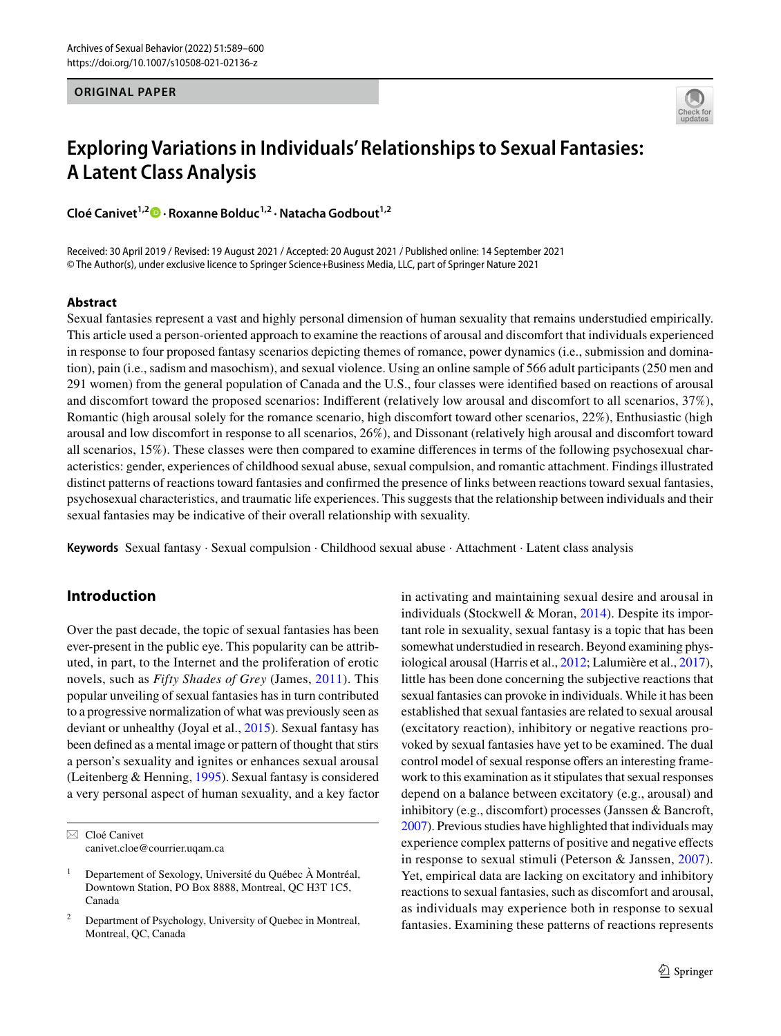ORIGINAL PAPER

# Exploring Variations in Individuals' Relationships to Sexual Fantasies: A Latent Class Analysis

**Cloé Canivet[1,2] · Roxanne Bolduc[1,2] · Natacha Godbout[1,2]**

Received: 30 April 2019 / Revised: 19 August 2021 / Accepted: 20 August 2021 / Published online: 14 September 2021
© The Author(s), under exclusive licence to Springer Science+Business Media, LLC, part of Springer Nature 2021

## Abstract

Sexual fantasies represent a vast and highly personal dimension of human sexuality that remains understudied empirically. This article used a person-oriented approach to examine the reactions of arousal and discomfort that individuals experienced in response to four proposed fantasy scenarios depicting themes of romance, power dynamics (i.e., submission and domination), pain (i.e., sadism and masochism), and sexual violence. Using an online sample of 566 adult participants (250 men and 291 women) from the general population of Canada and the U.S., four classes were identified based on reactions of arousal and discomfort toward the proposed scenarios: Indifferent (relatively low arousal and discomfort to all scenarios, 37%), Romantic (high arousal solely for the romance scenario, high discomfort toward other scenarios, 22%), Enthusiastic (high arousal and low discomfort in response to all scenarios, 26%), and Dissonant (relatively high arousal and discomfort toward all scenarios, 15%). These classes were then compared to examine differences in terms of the following psychosexual characteristics: gender, experiences of childhood sexual abuse, sexual compulsion, and romantic attachment. Findings illustrated distinct patterns of reactions toward fantasies and confirmed the presence of links between reactions toward sexual fantasies, psychosexual characteristics, and traumatic life experiences. This suggests that the relationship between individuals and their sexual fantasies may be indicative of their overall relationship with sexuality.

**Keywords** Sexual fantasy · Sexual compulsion · Childhood sexual abuse · Attachment · Latent class analysis

## Introduction

Over the past decade, the topic of sexual fantasies has been ever-present in the public eye. This popularity can be attributed, in part, to the Internet and the proliferation of erotic novels, such as *Fifty Shades of Grey* (James, 2011). This popular unveiling of sexual fantasies has in turn contributed to a progressive normalization of what was previously seen as deviant or unhealthy (Joyal et al., 2015). Sexual fantasy has been defined as a mental image or pattern of thought that stirs a person's sexuality and ignites or enhances sexual arousal (Leitenberg & Henning, 1995). Sexual fantasy is considered a very personal aspect of human sexuality, and a key factor in activating and maintaining sexual desire and arousal in individuals (Stockwell & Moran, 2014). Despite its important role in sexuality, sexual fantasy is a topic that has been somewhat understudied in research. Beyond examining physiological arousal (Harris et al., 2012; Lalumière et al., 2017), little has been done concerning the subjective reactions that sexual fantasies can provoke in individuals. While it has been established that sexual fantasies are related to sexual arousal (excitatory reaction), inhibitory or negative reactions provoked by sexual fantasies have yet to be examined. The dual control model of sexual response offers an interesting framework to this examination as it stipulates that sexual responses depend on a balance between excitatory (e.g., arousal) and inhibitory (e.g., discomfort) processes (Janssen & Bancroft, 2007). Previous studies have highlighted that individuals may experience complex patterns of positive and negative effects in response to sexual stimuli (Peterson & Janssen, 2007). Yet, empirical data are lacking on excitatory and inhibitory reactions to sexual fantasies, such as discomfort and arousal, as individuals may experience both in response to sexual fantasies. Examining these patterns of reactions represents

---

✉ Cloé Canivet
canivet.cloe@courrier.uqam.ca

[1] Departement of Sexology, Université du Québec À Montréal, Downtown Station, PO Box 8888, Montreal, QC H3T 1C5, Canada

[2] Department of Psychology, University of Quebec in Montreal, Montreal, QC, Canada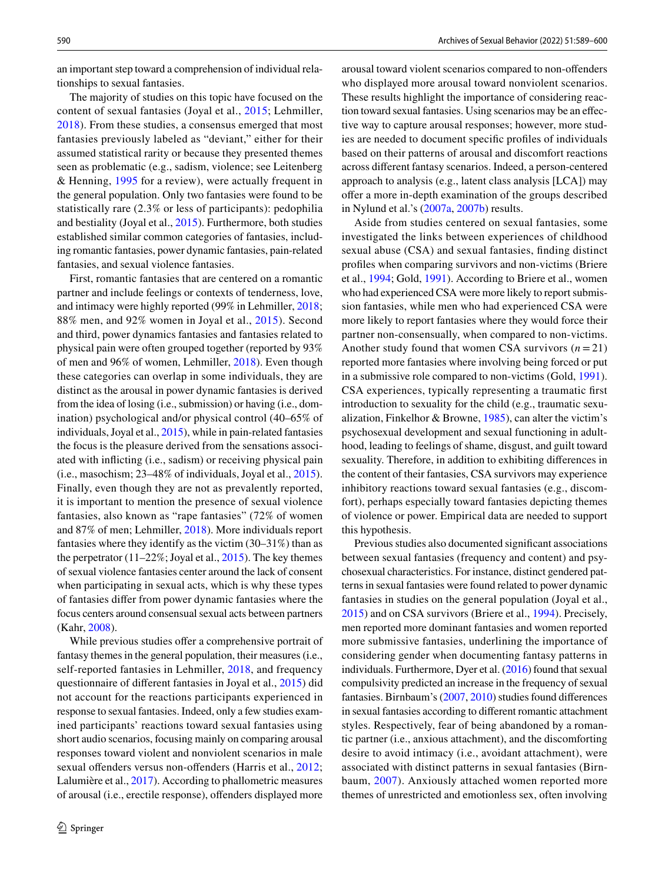an important step toward a comprehension of individual relationships to sexual fantasies.

The majority of studies on this topic have focused on the content of sexual fantasies (Joyal et al., 2015; Lehmiller, 2018). From these studies, a consensus emerged that most fantasies previously labeled as "deviant," either for their assumed statistical rarity or because they presented themes seen as problematic (e.g., sadism, violence; see Leitenberg & Henning, 1995 for a review), were actually frequent in the general population. Only two fantasies were found to be statistically rare (2.3% or less of participants): pedophilia and bestiality (Joyal et al., 2015). Furthermore, both studies established similar common categories of fantasies, including romantic fantasies, power dynamic fantasies, pain-related fantasies, and sexual violence fantasies.

First, romantic fantasies that are centered on a romantic partner and include feelings or contexts of tenderness, love, and intimacy were highly reported (99% in Lehmiller, 2018; 88% men, and 92% women in Joyal et al., 2015). Second and third, power dynamics fantasies and fantasies related to physical pain were often grouped together (reported by 93% of men and 96% of women, Lehmiller, 2018). Even though these categories can overlap in some individuals, they are distinct as the arousal in power dynamic fantasies is derived from the idea of losing (i.e., submission) or having (i.e., domination) psychological and/or physical control (40–65% of individuals, Joyal et al., 2015), while in pain-related fantasies the focus is the pleasure derived from the sensations associated with inflicting (i.e., sadism) or receiving physical pain (i.e., masochism; 23–48% of individuals, Joyal et al., 2015). Finally, even though they are not as prevalently reported, it is important to mention the presence of sexual violence fantasies, also known as "rape fantasies" (72% of women and 87% of men; Lehmiller, 2018). More individuals report fantasies where they identify as the victim (30–31%) than as the perpetrator (11–22%; Joyal et al., 2015). The key themes of sexual violence fantasies center around the lack of consent when participating in sexual acts, which is why these types of fantasies differ from power dynamic fantasies where the focus centers around consensual sexual acts between partners (Kahr, 2008).

While previous studies offer a comprehensive portrait of fantasy themes in the general population, their measures (i.e., self-reported fantasies in Lehmiller, 2018, and frequency questionnaire of different fantasies in Joyal et al., 2015) did not account for the reactions participants experienced in response to sexual fantasies. Indeed, only a few studies examined participants' reactions toward sexual fantasies using short audio scenarios, focusing mainly on comparing arousal responses toward violent and nonviolent scenarios in male sexual offenders versus non-offenders (Harris et al., 2012; Lalumière et al., 2017). According to phallometric measures of arousal (i.e., erectile response), offenders displayed more arousal toward violent scenarios compared to non-offenders who displayed more arousal toward nonviolent scenarios. These results highlight the importance of considering reaction toward sexual fantasies. Using scenarios may be an effective way to capture arousal responses; however, more studies are needed to document specific profiles of individuals based on their patterns of arousal and discomfort reactions across different fantasy scenarios. Indeed, a person-centered approach to analysis (e.g., latent class analysis [LCA]) may offer a more in-depth examination of the groups described in Nylund et al.'s (2007a, 2007b) results.

Aside from studies centered on sexual fantasies, some investigated the links between experiences of childhood sexual abuse (CSA) and sexual fantasies, finding distinct profiles when comparing survivors and non-victims (Briere et al., 1994; Gold, 1991). According to Briere et al., women who had experienced CSA were more likely to report submission fantasies, while men who had experienced CSA were more likely to report fantasies where they would force their partner non-consensually, when compared to non-victims. Another study found that women CSA survivors ($n = 21$) reported more fantasies where involving being forced or put in a submissive role compared to non-victims (Gold, 1991). CSA experiences, typically representing a traumatic first introduction to sexuality for the child (e.g., traumatic sexualization, Finkelhor & Browne, 1985), can alter the victim's psychosexual development and sexual functioning in adulthood, leading to feelings of shame, disgust, and guilt toward sexuality. Therefore, in addition to exhibiting differences in the content of their fantasies, CSA survivors may experience inhibitory reactions toward sexual fantasies (e.g., discomfort), perhaps especially toward fantasies depicting themes of violence or power. Empirical data are needed to support this hypothesis.

Previous studies also documented significant associations between sexual fantasies (frequency and content) and psychosexual characteristics. For instance, distinct gendered patterns in sexual fantasies were found related to power dynamic fantasies in studies on the general population (Joyal et al., 2015) and on CSA survivors (Briere et al., 1994). Precisely, men reported more dominant fantasies and women reported more submissive fantasies, underlining the importance of considering gender when documenting fantasy patterns in individuals. Furthermore, Dyer et al. (2016) found that sexual compulsivity predicted an increase in the frequency of sexual fantasies. Birnbaum's (2007, 2010) studies found differences in sexual fantasies according to different romantic attachment styles. Respectively, fear of being abandoned by a romantic partner (i.e., anxious attachment), and the discomforting desire to avoid intimacy (i.e., avoidant attachment), were associated with distinct patterns in sexual fantasies (Birnbaum, 2007). Anxiously attached women reported more themes of unrestricted and emotionless sex, often involving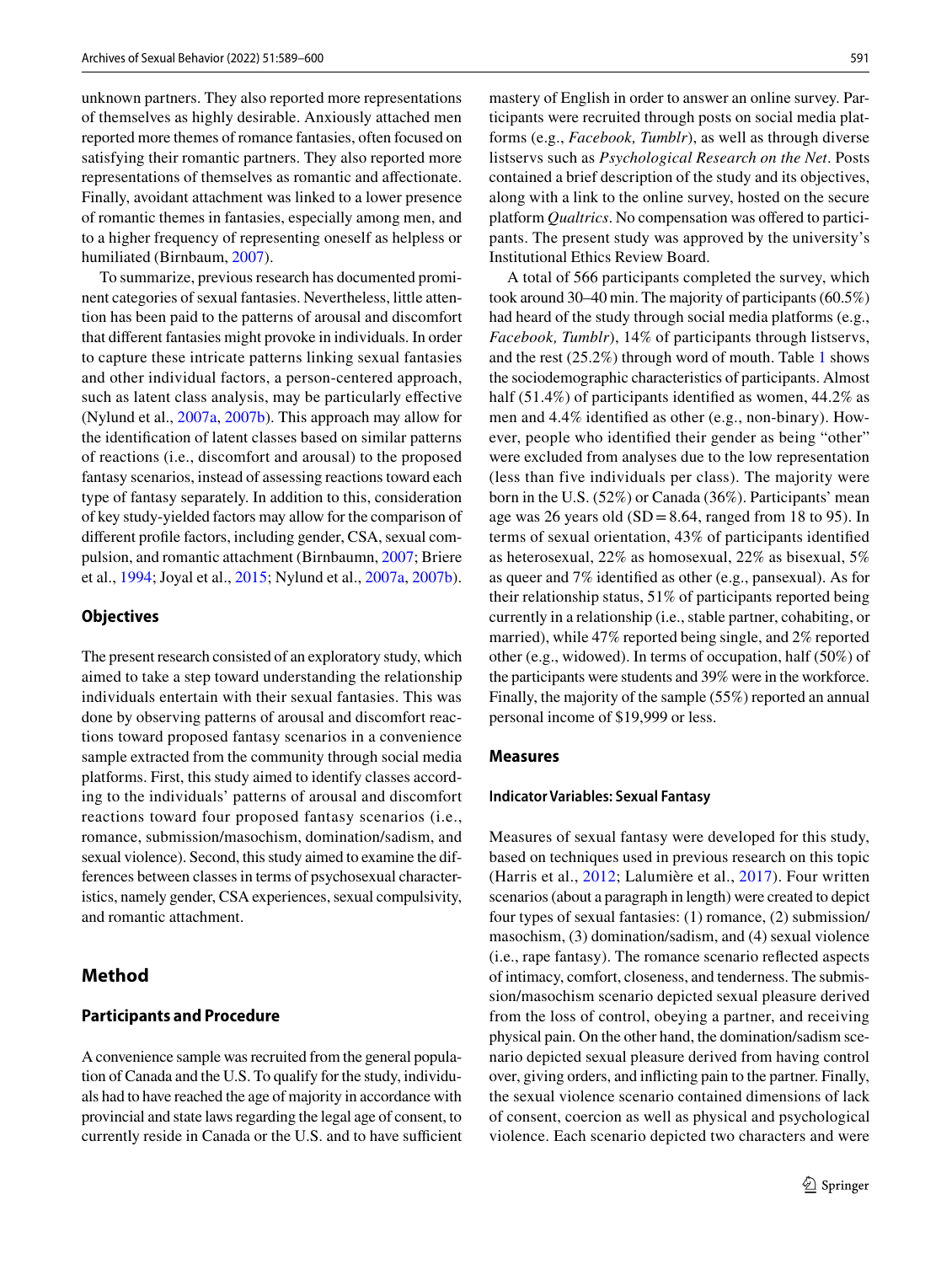unknown partners. They also reported more representations of themselves as highly desirable. Anxiously attached men reported more themes of romance fantasies, often focused on satisfying their romantic partners. They also reported more representations of themselves as romantic and affectionate. Finally, avoidant attachment was linked to a lower presence of romantic themes in fantasies, especially among men, and to a higher frequency of representing oneself as helpless or humiliated (Birnbaum, 2007).

To summarize, previous research has documented prominent categories of sexual fantasies. Nevertheless, little attention has been paid to the patterns of arousal and discomfort that different fantasies might provoke in individuals. In order to capture these intricate patterns linking sexual fantasies and other individual factors, a person-centered approach, such as latent class analysis, may be particularly effective (Nylund et al., 2007a, 2007b). This approach may allow for the identification of latent classes based on similar patterns of reactions (i.e., discomfort and arousal) to the proposed fantasy scenarios, instead of assessing reactions toward each type of fantasy separately. In addition to this, consideration of key study-yielded factors may allow for the comparison of different profile factors, including gender, CSA, sexual compulsion, and romantic attachment (Birnbaumn, 2007; Briere et al., 1994; Joyal et al., 2015; Nylund et al., 2007a, 2007b).

## Objectives

The present research consisted of an exploratory study, which aimed to take a step toward understanding the relationship individuals entertain with their sexual fantasies. This was done by observing patterns of arousal and discomfort reactions toward proposed fantasy scenarios in a convenience sample extracted from the community through social media platforms. First, this study aimed to identify classes according to the individuals' patterns of arousal and discomfort reactions toward four proposed fantasy scenarios (i.e., romance, submission/masochism, domination/sadism, and sexual violence). Second, this study aimed to examine the differences between classes in terms of psychosexual characteristics, namely gender, CSA experiences, sexual compulsivity, and romantic attachment.

# Method

## Participants and Procedure

A convenience sample was recruited from the general population of Canada and the U.S. To qualify for the study, individuals had to have reached the age of majority in accordance with provincial and state laws regarding the legal age of consent, to currently reside in Canada or the U.S. and to have sufficient mastery of English in order to answer an online survey. Participants were recruited through posts on social media platforms (e.g., *Facebook, Tumblr*), as well as through diverse listservs such as *Psychological Research on the Net*. Posts contained a brief description of the study and its objectives, along with a link to the online survey, hosted on the secure platform *Qualtrics*. No compensation was offered to participants. The present study was approved by the university's Institutional Ethics Review Board.

A total of 566 participants completed the survey, which took around 30–40 min. The majority of participants (60.5%) had heard of the study through social media platforms (e.g., *Facebook, Tumblr*), 14% of participants through listservs, and the rest (25.2%) through word of mouth. Table 1 shows the sociodemographic characteristics of participants. Almost half (51.4%) of participants identified as women, 44.2% as men and 4.4% identified as other (e.g., non-binary). However, people who identified their gender as being "other" were excluded from analyses due to the low representation (less than five individuals per class). The majority were born in the U.S. (52%) or Canada (36%). Participants' mean age was 26 years old (SD = 8.64, ranged from 18 to 95). In terms of sexual orientation, 43% of participants identified as heterosexual, 22% as homosexual, 22% as bisexual, 5% as queer and 7% identified as other (e.g., pansexual). As for their relationship status, 51% of participants reported being currently in a relationship (i.e., stable partner, cohabiting, or married), while 47% reported being single, and 2% reported other (e.g., widowed). In terms of occupation, half (50%) of the participants were students and 39% were in the workforce. Finally, the majority of the sample (55%) reported an annual personal income of $19,999 or less.

## Measures

### Indicator Variables: Sexual Fantasy

Measures of sexual fantasy were developed for this study, based on techniques used in previous research on this topic (Harris et al., 2012; Lalumière et al., 2017). Four written scenarios (about a paragraph in length) were created to depict four types of sexual fantasies: (1) romance, (2) submission/masochism, (3) domination/sadism, and (4) sexual violence (i.e., rape fantasy). The romance scenario reflected aspects of intimacy, comfort, closeness, and tenderness. The submission/masochism scenario depicted sexual pleasure derived from the loss of control, obeying a partner, and receiving physical pain. On the other hand, the domination/sadism scenario depicted sexual pleasure derived from having control over, giving orders, and inflicting pain to the partner. Finally, the sexual violence scenario contained dimensions of lack of consent, coercion as well as physical and psychological violence. Each scenario depicted two characters and were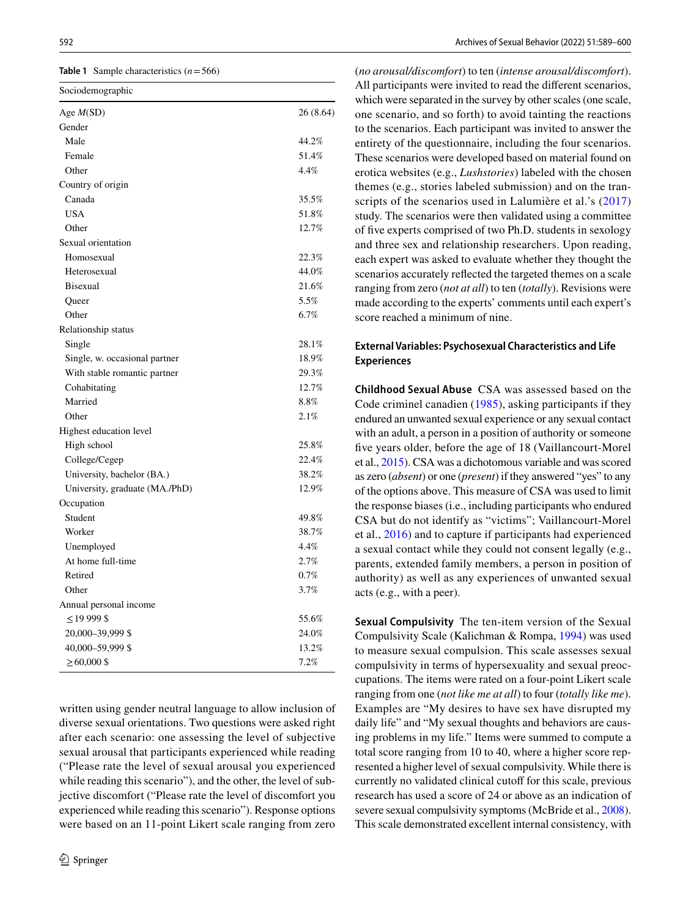**Table 1** Sample characteristics ($n = 566$)

| Sociodemographic | |
|---|---|
| Age *M*(SD) | 26 (8.64) |
| Gender | |
| Male | 44.2% |
| Female | 51.4% |
| Other | 4.4% |
| Country of origin | |
| Canada | 35.5% |
| USA | 51.8% |
| Other | 12.7% |
| Sexual orientation | |
| Homosexual | 22.3% |
| Heterosexual | 44.0% |
| Bisexual | 21.6% |
| Queer | 5.5% |
| Other | 6.7% |
| Relationship status | |
| Single | 28.1% |
| Single, w. occasional partner | 18.9% |
| With stable romantic partner | 29.3% |
| Cohabitating | 12.7% |
| Married | 8.8% |
| Other | 2.1% |
| Highest education level | |
| High school | 25.8% |
| College/Cegep | 22.4% |
| University, bachelor (BA.) | 38.2% |
| University, graduate (MA./PhD) | 12.9% |
| Occupation | |
| Student | 49.8% |
| Worker | 38.7% |
| Unemployed | 4.4% |
| At home full-time | 2.7% |
| Retired | 0.7% |
| Other | 3.7% |
| Annual personal income | |
| ≤ 19 999 $ | 55.6% |
| 20,000–39,999 $ | 24.0% |
| 40,000–59,999 $ | 13.2% |
| ≥ 60,000 $ | 7.2% |

written using gender neutral language to allow inclusion of diverse sexual orientations. Two questions were asked right after each scenario: one assessing the level of subjective sexual arousal that participants experienced while reading ("Please rate the level of sexual arousal you experienced while reading this scenario"), and the other, the level of subjective discomfort ("Please rate the level of discomfort you experienced while reading this scenario"). Response options were based on an 11-point Likert scale ranging from zero (*no arousal/discomfort*) to ten (*intense arousal/discomfort*). All participants were invited to read the different scenarios, which were separated in the survey by other scales (one scale, one scenario, and so forth) to avoid tainting the reactions to the scenarios. Each participant was invited to answer the entirety of the questionnaire, including the four scenarios. These scenarios were developed based on material found on erotica websites (e.g., *Lushstories*) labeled with the chosen themes (e.g., stories labeled submission) and on the transcripts of the scenarios used in Lalumière et al.'s (2017) study. The scenarios were then validated using a committee of five experts comprised of two Ph.D. students in sexology and three sex and relationship researchers. Upon reading, each expert was asked to evaluate whether they thought the scenarios accurately reflected the targeted themes on a scale ranging from zero (*not at all*) to ten (*totally*). Revisions were made according to the experts' comments until each expert's score reached a minimum of nine.

### External Variables: Psychosexual Characteristics and Life Experiences

**Childhood Sexual Abuse** CSA was assessed based on the Code criminel canadien (1985), asking participants if they endured an unwanted sexual experience or any sexual contact with an adult, a person in a position of authority or someone five years older, before the age of 18 (Vaillancourt-Morel et al., 2015). CSA was a dichotomous variable and was scored as zero (*absent*) or one (*present*) if they answered "yes" to any of the options above. This measure of CSA was used to limit the response biases (i.e., including participants who endured CSA but do not identify as "victims"; Vaillancourt-Morel et al., 2016) and to capture if participants had experienced a sexual contact while they could not consent legally (e.g., parents, extended family members, a person in position of authority) as well as any experiences of unwanted sexual acts (e.g., with a peer).

**Sexual Compulsivity** The ten-item version of the Sexual Compulsivity Scale (Kalichman & Rompa, 1994) was used to measure sexual compulsion. This scale assesses sexual compulsivity in terms of hypersexuality and sexual preoccupations. The items were rated on a four-point Likert scale ranging from one (*not like me at all*) to four (*totally like me*). Examples are "My desires to have sex have disrupted my daily life" and "My sexual thoughts and behaviors are causing problems in my life." Items were summed to compute a total score ranging from 10 to 40, where a higher score represented a higher level of sexual compulsivity. While there is currently no validated clinical cutoff for this scale, previous research has used a score of 24 or above as an indication of severe sexual compulsivity symptoms (McBride et al., 2008). This scale demonstrated excellent internal consistency, with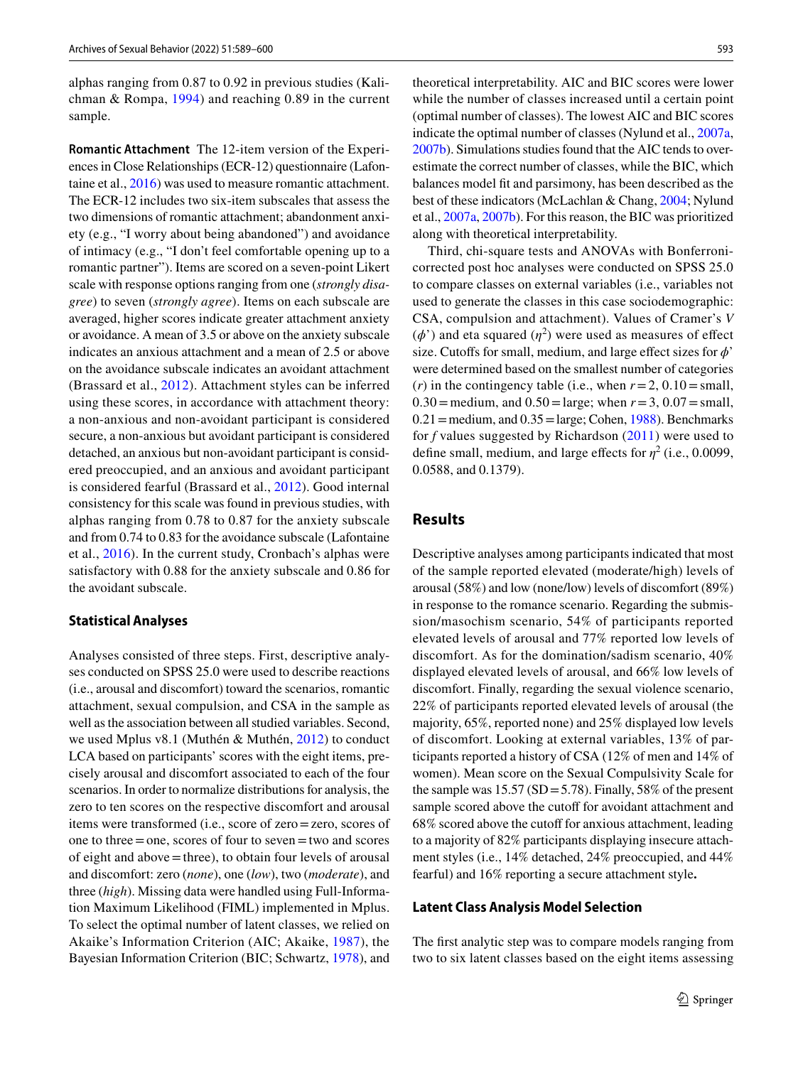alphas ranging from 0.87 to 0.92 in previous studies (Kalichman & Rompa, 1994) and reaching 0.89 in the current sample.

**Romantic Attachment** The 12-item version of the Experiences in Close Relationships (ECR-12) questionnaire (Lafontaine et al., 2016) was used to measure romantic attachment. The ECR-12 includes two six-item subscales that assess the two dimensions of romantic attachment; abandonment anxiety (e.g., "I worry about being abandoned") and avoidance of intimacy (e.g., "I don't feel comfortable opening up to a romantic partner"). Items are scored on a seven-point Likert scale with response options ranging from one (*strongly disagree*) to seven (*strongly agree*). Items on each subscale are averaged, higher scores indicate greater attachment anxiety or avoidance. A mean of 3.5 or above on the anxiety subscale indicates an anxious attachment and a mean of 2.5 or above on the avoidance subscale indicates an avoidant attachment (Brassard et al., 2012). Attachment styles can be inferred using these scores, in accordance with attachment theory: a non-anxious and non-avoidant participant is considered secure, a non-anxious but avoidant participant is considered detached, an anxious but non-avoidant participant is considered preoccupied, and an anxious and avoidant participant is considered fearful (Brassard et al., 2012). Good internal consistency for this scale was found in previous studies, with alphas ranging from 0.78 to 0.87 for the anxiety subscale and from 0.74 to 0.83 for the avoidance subscale (Lafontaine et al., 2016). In the current study, Cronbach's alphas were satisfactory with 0.88 for the anxiety subscale and 0.86 for the avoidant subscale.

### Statistical Analyses

Analyses consisted of three steps. First, descriptive analyses conducted on SPSS 25.0 were used to describe reactions (i.e., arousal and discomfort) toward the scenarios, romantic attachment, sexual compulsion, and CSA in the sample as well as the association between all studied variables. Second, we used Mplus v8.1 (Muthén & Muthén, 2012) to conduct LCA based on participants' scores with the eight items, precisely arousal and discomfort associated to each of the four scenarios. In order to normalize distributions for analysis, the zero to ten scores on the respective discomfort and arousal items were transformed (i.e., score of zero = zero, scores of one to three = one, scores of four to seven = two and scores of eight and above = three), to obtain four levels of arousal and discomfort: zero (*none*), one (*low*), two (*moderate*), and three (*high*). Missing data were handled using Full-Information Maximum Likelihood (FIML) implemented in Mplus. To select the optimal number of latent classes, we relied on Akaike's Information Criterion (AIC; Akaike, 1987), the Bayesian Information Criterion (BIC; Schwartz, 1978), and theoretical interpretability. AIC and BIC scores were lower while the number of classes increased until a certain point (optimal number of classes). The lowest AIC and BIC scores indicate the optimal number of classes (Nylund et al., 2007a, 2007b). Simulations studies found that the AIC tends to overestimate the correct number of classes, while the BIC, which balances model fit and parsimony, has been described as the best of these indicators (McLachlan & Chang, 2004; Nylund et al., 2007a, 2007b). For this reason, the BIC was prioritized along with theoretical interpretability.

Third, chi-square tests and ANOVAs with Bonferroni-corrected post hoc analyses were conducted on SPSS 25.0 to compare classes on external variables (i.e., variables not used to generate the classes in this case sociodemographic: CSA, compulsion and attachment). Values of Cramer's *V* ($\phi$') and eta squared ($\eta^2$) were used as measures of effect size. Cutoffs for small, medium, and large effect sizes for $\phi$' were determined based on the smallest number of categories ($r$) in the contingency table (i.e., when $r = 2$, 0.10 = small, 0.30 = medium, and 0.50 = large; when $r = 3$, 0.07 = small, 0.21 = medium, and 0.35 = large; Cohen, 1988). Benchmarks for *f* values suggested by Richardson (2011) were used to define small, medium, and large effects for $\eta^2$ (i.e., 0.0099, 0.0588, and 0.1379).

## Results

Descriptive analyses among participants indicated that most of the sample reported elevated (moderate/high) levels of arousal (58%) and low (none/low) levels of discomfort (89%) in response to the romance scenario. Regarding the submission/masochism scenario, 54% of participants reported elevated levels of arousal and 77% reported low levels of discomfort. As for the domination/sadism scenario, 40% displayed elevated levels of arousal, and 66% low levels of discomfort. Finally, regarding the sexual violence scenario, 22% of participants reported elevated levels of arousal (the majority, 65%, reported none) and 25% displayed low levels of discomfort. Looking at external variables, 13% of participants reported a history of CSA (12% of men and 14% of women). Mean score on the Sexual Compulsivity Scale for the sample was 15.57 (SD = 5.78). Finally, 58% of the present sample scored above the cutoff for avoidant attachment and 68% scored above the cutoff for anxious attachment, leading to a majority of 82% participants displaying insecure attachment styles (i.e., 14% detached, 24% preoccupied, and 44% fearful) and 16% reporting a secure attachment style**.**

### Latent Class Analysis Model Selection

The first analytic step was to compare models ranging from two to six latent classes based on the eight items assessing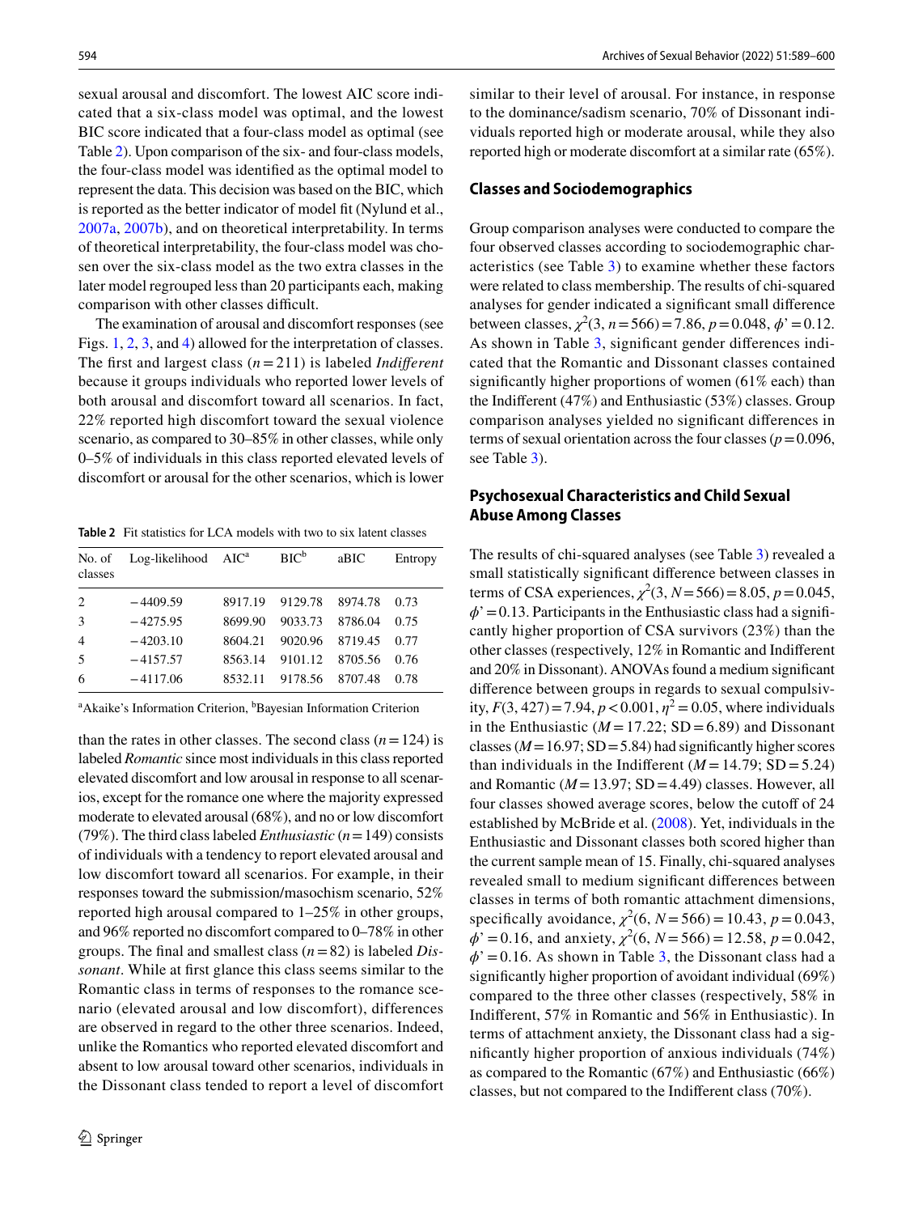sexual arousal and discomfort. The lowest AIC score indicated that a six-class model was optimal, and the lowest BIC score indicated that a four-class model as optimal (see Table 2). Upon comparison of the six- and four-class models, the four-class model was identified as the optimal model to represent the data. This decision was based on the BIC, which is reported as the better indicator of model fit (Nylund et al., 2007a, 2007b), and on theoretical interpretability. In terms of theoretical interpretability, the four-class model was chosen over the six-class model as the two extra classes in the later model regrouped less than 20 participants each, making comparison with other classes difficult.

The examination of arousal and discomfort responses (see Figs. 1, 2, 3, and 4) allowed for the interpretation of classes. The first and largest class ($n = 211$) is labeled *Indifferent* because it groups individuals who reported lower levels of both arousal and discomfort toward all scenarios. In fact, 22% reported high discomfort toward the sexual violence scenario, as compared to 30–85% in other classes, while only 0–5% of individuals in this class reported elevated levels of discomfort or arousal for the other scenarios, which is lower than the rates in other classes. The second class ($n = 124$) is labeled *Romantic* since most individuals in this class reported elevated discomfort and low arousal in response to all scenarios, except for the romance one where the majority expressed moderate to elevated arousal (68%), and no or low discomfort (79%). The third class labeled *Enthusiastic* ($n = 149$) consists of individuals with a tendency to report elevated arousal and low discomfort toward all scenarios. For example, in their responses toward the submission/masochism scenario, 52% reported high arousal compared to 1–25% in other groups, and 96% reported no discomfort compared to 0–78% in other groups. The final and smallest class ($n = 82$) is labeled *Dissonant*. While at first glance this class seems similar to the Romantic class in terms of responses to the romance scenario (elevated arousal and low discomfort), differences are observed in regard to the other three scenarios. Indeed, unlike the Romantics who reported elevated discomfort and absent to low arousal toward other scenarios, individuals in the Dissonant class tended to report a level of discomfort similar to their level of arousal. For instance, in response to the dominance/sadism scenario, 70% of Dissonant individuals reported high or moderate arousal, while they also reported high or moderate discomfort at a similar rate (65%).

**Table 2** Fit statistics for LCA models with two to six latent classes

| No. of classes | Log-likelihood | AIC[a] | BIC[b] | aBIC | Entropy |
|---|---|---|---|---|---|
| 2 | −4409.59 | 8917.19 | 9129.78 | 8974.78 | 0.73 |
| 3 | −4275.95 | 8699.90 | 9033.73 | 8786.04 | 0.75 |
| 4 | −4203.10 | 8604.21 | 9020.96 | 8719.45 | 0.77 |
| 5 | −4157.57 | 8563.14 | 9101.12 | 8705.56 | 0.76 |
| 6 | −4117.06 | 8532.11 | 9178.56 | 8707.48 | 0.78 |

[a]Akaike's Information Criterion, [b]Bayesian Information Criterion

## Classes and Sociodemographics

Group comparison analyses were conducted to compare the four observed classes according to sociodemographic characteristics (see Table 3) to examine whether these factors were related to class membership. The results of chi-squared analyses for gender indicated a significant small difference between classes, $\chi^2(3, n = 566) = 7.86$, $p = 0.048$, $\phi' = 0.12$. As shown in Table 3, significant gender differences indicated that the Romantic and Dissonant classes contained significantly higher proportions of women (61% each) than the Indifferent (47%) and Enthusiastic (53%) classes. Group comparison analyses yielded no significant differences in terms of sexual orientation across the four classes ($p = 0.096$, see Table 3).

## Psychosexual Characteristics and Child Sexual Abuse Among Classes

The results of chi-squared analyses (see Table 3) revealed a small statistically significant difference between classes in terms of CSA experiences, $\chi^2(3, N = 566) = 8.05$, $p = 0.045$, $\phi' = 0.13$. Participants in the Enthusiastic class had a significantly higher proportion of CSA survivors (23%) than the other classes (respectively, 12% in Romantic and Indifferent and 20% in Dissonant). ANOVAs found a medium significant difference between groups in regards to sexual compulsivity, $F(3, 427) = 7.94$, $p < 0.001$, $\eta^2 = 0.05$, where individuals in the Enthusiastic ($M = 17.22$; SD $= 6.89$) and Dissonant classes ($M = 16.97$; SD $= 5.84$) had significantly higher scores than individuals in the Indifferent ($M = 14.79$; SD $= 5.24$) and Romantic ($M = 13.97$; SD $= 4.49$) classes. However, all four classes showed average scores, below the cutoff of 24 established by McBride et al. (2008). Yet, individuals in the Enthusiastic and Dissonant classes both scored higher than the current sample mean of 15. Finally, chi-squared analyses revealed small to medium significant differences between classes in terms of both romantic attachment dimensions, specifically avoidance, $\chi^2(6, N = 566) = 10.43$, $p = 0.043$, $\phi' = 0.16$, and anxiety, $\chi^2(6, N = 566) = 12.58$, $p = 0.042$, $\phi' = 0.16$. As shown in Table 3, the Dissonant class had a significantly higher proportion of avoidant individual (69%) compared to the three other classes (respectively, 58% in Indifferent, 57% in Romantic and 56% in Enthusiastic). In terms of attachment anxiety, the Dissonant class had a significantly higher proportion of anxious individuals (74%) as compared to the Romantic (67%) and Enthusiastic (66%) classes, but not compared to the Indifferent class (70%).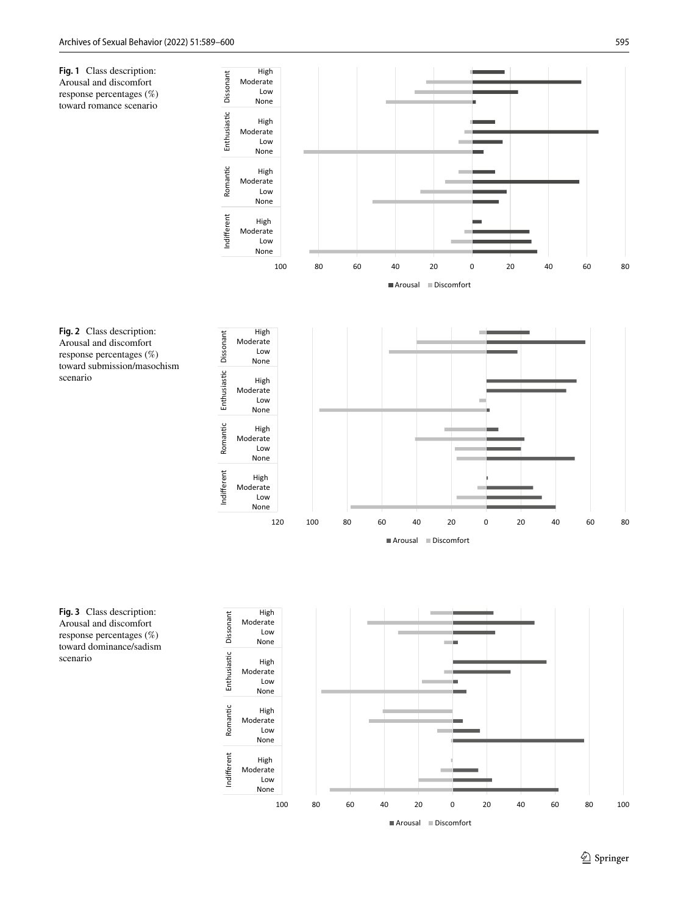**Fig. 1** Class description: Arousal and discomfort response percentages (%) toward romance scenario

**Fig. 2** Class description: Arousal and discomfort response percentages (%) toward submission/masochism scenario

**Fig. 3** Class description: Arousal and discomfort response percentages (%) toward dominance/sadism scenario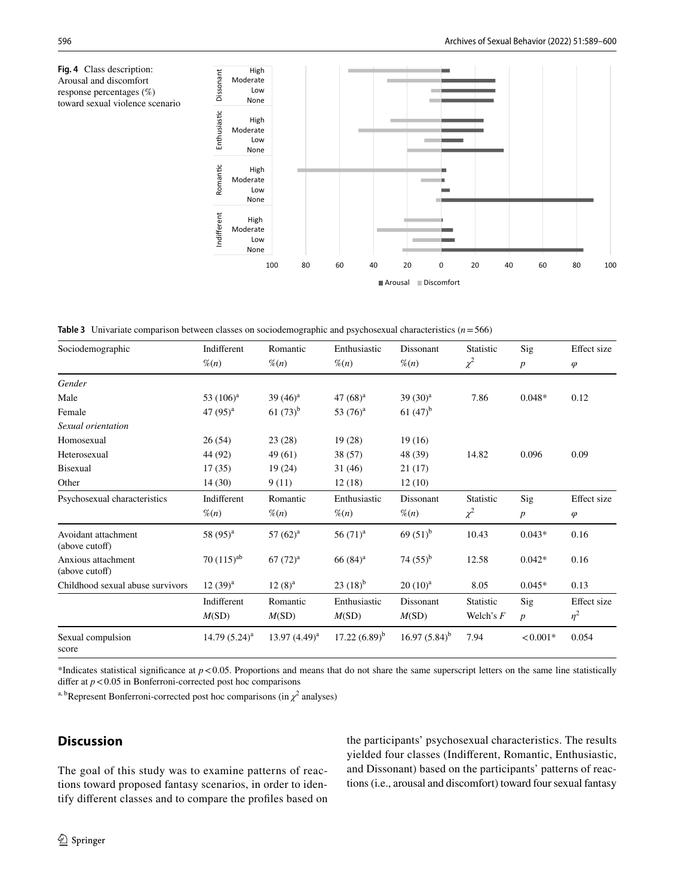**Fig. 4** Class description: Arousal and discomfort response percentages (%) toward sexual violence scenario

**Table 3** Univariate comparison between classes on sociodemographic and psychosexual characteristics ($n = 566$)

| Sociodemographic | Indifferent %(*n*) | Romantic %(*n*) | Enthusiastic %(*n*) | Dissonant %(*n*) | Statistic $\chi^2$ | Sig *p* | Effect size $\varphi$ |
|---|---|---|---|---|---|---|---|
| *Gender* | | | | | | | |
| Male | 53 (106)[a] | 39 (46)[a] | 47 (68)[a] | 39 (30)[a] | 7.86 | 0.048* | 0.12 |
| Female | 47 (95)[a] | 61 (73)[b] | 53 (76)[a] | 61 (47)[b] | | | |
| *Sexual orientation* | | | | | | | |
| Homosexual | 26 (54) | 23 (28) | 19 (28) | 19 (16) | | | |
| Heterosexual | 44 (92) | 49 (61) | 38 (57) | 48 (39) | 14.82 | 0.096 | 0.09 |
| Bisexual | 17 (35) | 19 (24) | 31 (46) | 21 (17) | | | |
| Other | 14 (30) | 9 (11) | 12 (18) | 12 (10) | | | |
| **Psychosexual characteristics** | **Indifferent %(*n*)** | **Romantic %(*n*)** | **Enthusiastic %(*n*)** | **Dissonant %(*n*)** | **Statistic $\chi^2$** | **Sig *p*** | **Effect size $\varphi$** |
| Avoidant attachment (above cutoff) | 58 (95)[a] | 57 (62)[a] | 56 (71)[a] | 69 (51)[b] | 10.43 | 0.043* | 0.16 |
| Anxious attachment (above cutoff) | 70 (115)[ab] | 67 (72)[a] | 66 (84)[a] | 74 (55)[b] | 12.58 | 0.042* | 0.16 |
| Childhood sexual abuse survivors | 12 (39)[a] | 12 (8)[a] | 23 (18)[b] | 20 (10)[a] | 8.05 | 0.045* | 0.13 |
| | **Indifferent *M*(SD)** | **Romantic *M*(SD)** | **Enthusiastic *M*(SD)** | **Dissonant *M*(SD)** | **Statistic Welch's *F*** | **Sig *p*** | **Effect size $\eta^2$** |
| Sexual compulsion score | 14.79 (5.24)[a] | 13.97 (4.49)[a] | 17.22 (6.89)[b] | 16.97 (5.84)[b] | 7.94 | <0.001* | 0.054 |

*Indicates statistical significance at $p < 0.05$. Proportions and means that do not share the same superscript letters on the same line statistically differ at $p < 0.05$ in Bonferroni-corrected post hoc comparisons

[a, b]Represent Bonferroni-corrected post hoc comparisons (in $\chi^2$ analyses)

## Discussion

The goal of this study was to examine patterns of reactions toward proposed fantasy scenarios, in order to identify different classes and to compare the profiles based on the participants' psychosexual characteristics. The results yielded four classes (Indifferent, Romantic, Enthusiastic, and Dissonant) based on the participants' patterns of reactions (i.e., arousal and discomfort) toward four sexual fantasy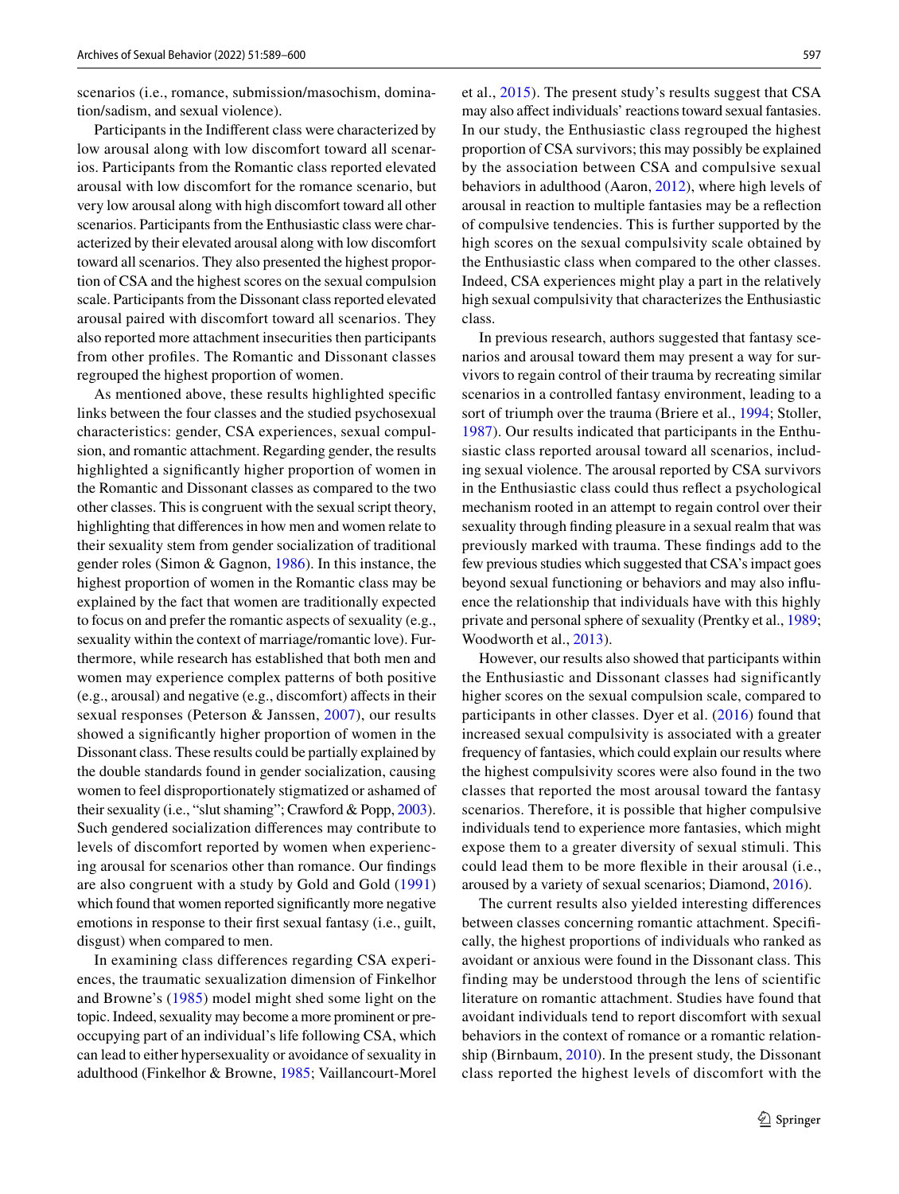scenarios (i.e., romance, submission/masochism, domination/sadism, and sexual violence).

Participants in the Indifferent class were characterized by low arousal along with low discomfort toward all scenarios. Participants from the Romantic class reported elevated arousal with low discomfort for the romance scenario, but very low arousal along with high discomfort toward all other scenarios. Participants from the Enthusiastic class were characterized by their elevated arousal along with low discomfort toward all scenarios. They also presented the highest proportion of CSA and the highest scores on the sexual compulsion scale. Participants from the Dissonant class reported elevated arousal paired with discomfort toward all scenarios. They also reported more attachment insecurities then participants from other profiles. The Romantic and Dissonant classes regrouped the highest proportion of women.

As mentioned above, these results highlighted specific links between the four classes and the studied psychosexual characteristics: gender, CSA experiences, sexual compulsion, and romantic attachment. Regarding gender, the results highlighted a significantly higher proportion of women in the Romantic and Dissonant classes as compared to the two other classes. This is congruent with the sexual script theory, highlighting that differences in how men and women relate to their sexuality stem from gender socialization of traditional gender roles (Simon & Gagnon, 1986). In this instance, the highest proportion of women in the Romantic class may be explained by the fact that women are traditionally expected to focus on and prefer the romantic aspects of sexuality (e.g., sexuality within the context of marriage/romantic love). Furthermore, while research has established that both men and women may experience complex patterns of both positive (e.g., arousal) and negative (e.g., discomfort) affects in their sexual responses (Peterson & Janssen, 2007), our results showed a significantly higher proportion of women in the Dissonant class. These results could be partially explained by the double standards found in gender socialization, causing women to feel disproportionately stigmatized or ashamed of their sexuality (i.e., "slut shaming"; Crawford & Popp, 2003). Such gendered socialization differences may contribute to levels of discomfort reported by women when experiencing arousal for scenarios other than romance. Our findings are also congruent with a study by Gold and Gold (1991) which found that women reported significantly more negative emotions in response to their first sexual fantasy (i.e., guilt, disgust) when compared to men.

In examining class differences regarding CSA experiences, the traumatic sexualization dimension of Finkelhor and Browne's (1985) model might shed some light on the topic. Indeed, sexuality may become a more prominent or preoccupying part of an individual's life following CSA, which can lead to either hypersexuality or avoidance of sexuality in adulthood (Finkelhor & Browne, 1985; Vaillancourt-Morel et al., 2015). The present study's results suggest that CSA may also affect individuals' reactions toward sexual fantasies. In our study, the Enthusiastic class regrouped the highest proportion of CSA survivors; this may possibly be explained by the association between CSA and compulsive sexual behaviors in adulthood (Aaron, 2012), where high levels of arousal in reaction to multiple fantasies may be a reflection of compulsive tendencies. This is further supported by the high scores on the sexual compulsivity scale obtained by the Enthusiastic class when compared to the other classes. Indeed, CSA experiences might play a part in the relatively high sexual compulsivity that characterizes the Enthusiastic class.

In previous research, authors suggested that fantasy scenarios and arousal toward them may present a way for survivors to regain control of their trauma by recreating similar scenarios in a controlled fantasy environment, leading to a sort of triumph over the trauma (Briere et al., 1994; Stoller, 1987). Our results indicated that participants in the Enthusiastic class reported arousal toward all scenarios, including sexual violence. The arousal reported by CSA survivors in the Enthusiastic class could thus reflect a psychological mechanism rooted in an attempt to regain control over their sexuality through finding pleasure in a sexual realm that was previously marked with trauma. These findings add to the few previous studies which suggested that CSA's impact goes beyond sexual functioning or behaviors and may also influence the relationship that individuals have with this highly private and personal sphere of sexuality (Prentky et al., 1989; Woodworth et al., 2013).

However, our results also showed that participants within the Enthusiastic and Dissonant classes had significantly higher scores on the sexual compulsion scale, compared to participants in other classes. Dyer et al. (2016) found that increased sexual compulsivity is associated with a greater frequency of fantasies, which could explain our results where the highest compulsivity scores were also found in the two classes that reported the most arousal toward the fantasy scenarios. Therefore, it is possible that higher compulsive individuals tend to experience more fantasies, which might expose them to a greater diversity of sexual stimuli. This could lead them to be more flexible in their arousal (i.e., aroused by a variety of sexual scenarios; Diamond, 2016).

The current results also yielded interesting differences between classes concerning romantic attachment. Specifically, the highest proportions of individuals who ranked as avoidant or anxious were found in the Dissonant class. This finding may be understood through the lens of scientific literature on romantic attachment. Studies have found that avoidant individuals tend to report discomfort with sexual behaviors in the context of romance or a romantic relationship (Birnbaum, 2010). In the present study, the Dissonant class reported the highest levels of discomfort with the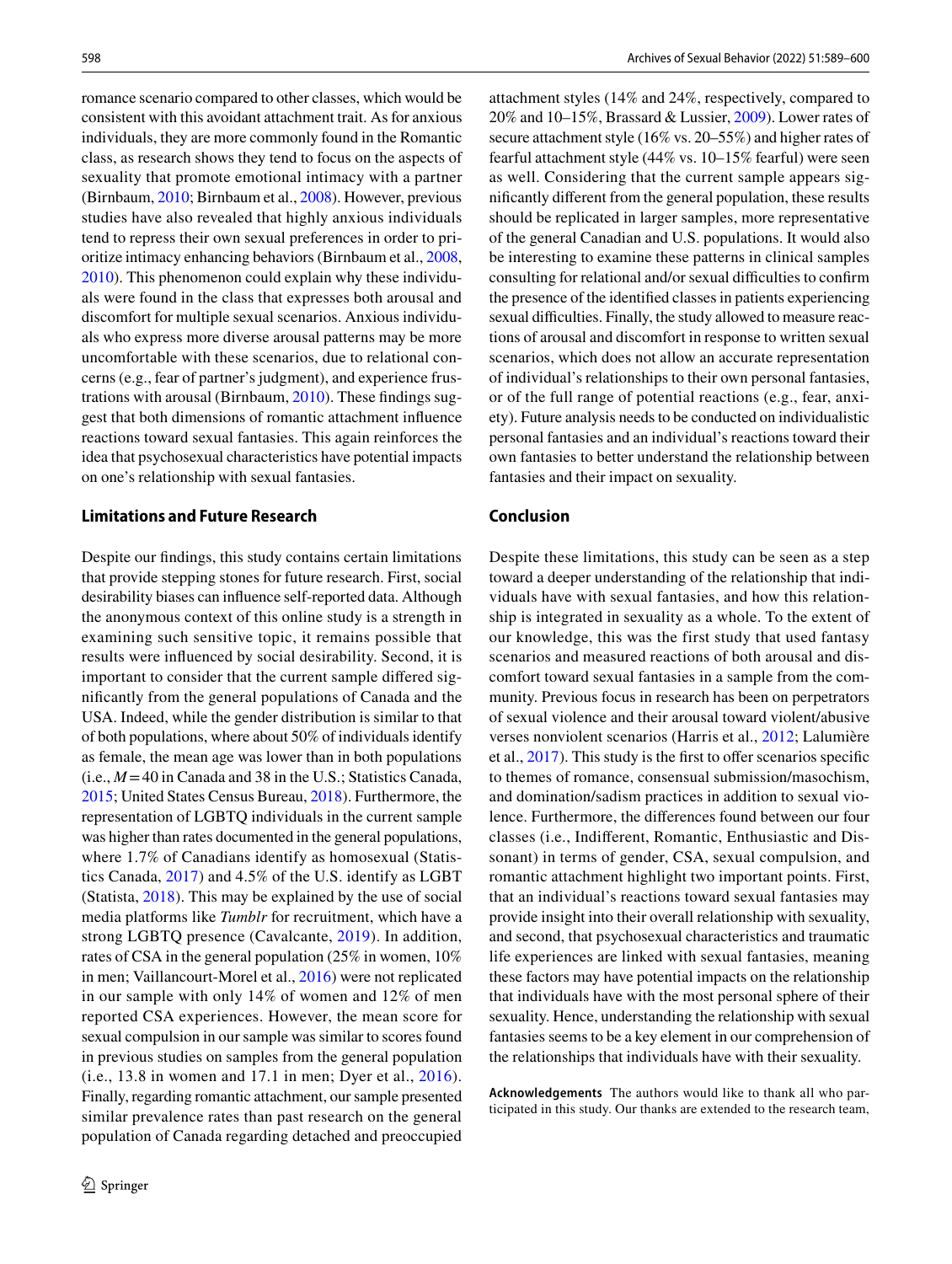romance scenario compared to other classes, which would be consistent with this avoidant attachment trait. As for anxious individuals, they are more commonly found in the Romantic class, as research shows they tend to focus on the aspects of sexuality that promote emotional intimacy with a partner (Birnbaum, 2010; Birnbaum et al., 2008). However, previous studies have also revealed that highly anxious individuals tend to repress their own sexual preferences in order to prioritize intimacy enhancing behaviors (Birnbaum et al., 2008, 2010). This phenomenon could explain why these individuals were found in the class that expresses both arousal and discomfort for multiple sexual scenarios. Anxious individuals who express more diverse arousal patterns may be more uncomfortable with these scenarios, due to relational concerns (e.g., fear of partner's judgment), and experience frustrations with arousal (Birnbaum, 2010). These findings suggest that both dimensions of romantic attachment influence reactions toward sexual fantasies. This again reinforces the idea that psychosexual characteristics have potential impacts on one's relationship with sexual fantasies.

### Limitations and Future Research

Despite our findings, this study contains certain limitations that provide stepping stones for future research. First, social desirability biases can influence self-reported data. Although the anonymous context of this online study is a strength in examining such sensitive topic, it remains possible that results were influenced by social desirability. Second, it is important to consider that the current sample differed significantly from the general populations of Canada and the USA. Indeed, while the gender distribution is similar to that of both populations, where about 50% of individuals identify as female, the mean age was lower than in both populations (i.e., $M = 40$ in Canada and 38 in the U.S.; Statistics Canada, 2015; United States Census Bureau, 2018). Furthermore, the representation of LGBTQ individuals in the current sample was higher than rates documented in the general populations, where 1.7% of Canadians identify as homosexual (Statistics Canada, 2017) and 4.5% of the U.S. identify as LGBT (Statista, 2018). This may be explained by the use of social media platforms like *Tumblr* for recruitment, which have a strong LGBTQ presence (Cavalcante, 2019). In addition, rates of CSA in the general population (25% in women, 10% in men; Vaillancourt-Morel et al., 2016) were not replicated in our sample with only 14% of women and 12% of men reported CSA experiences. However, the mean score for sexual compulsion in our sample was similar to scores found in previous studies on samples from the general population (i.e., 13.8 in women and 17.1 in men; Dyer et al., 2016). Finally, regarding romantic attachment, our sample presented similar prevalence rates than past research on the general population of Canada regarding detached and preoccupied attachment styles (14% and 24%, respectively, compared to 20% and 10–15%, Brassard & Lussier, 2009). Lower rates of secure attachment style (16% vs. 20–55%) and higher rates of fearful attachment style (44% vs. 10–15% fearful) were seen as well. Considering that the current sample appears significantly different from the general population, these results should be replicated in larger samples, more representative of the general Canadian and U.S. populations. It would also be interesting to examine these patterns in clinical samples consulting for relational and/or sexual difficulties to confirm the presence of the identified classes in patients experiencing sexual difficulties. Finally, the study allowed to measure reactions of arousal and discomfort in response to written sexual scenarios, which does not allow an accurate representation of individual's relationships to their own personal fantasies, or of the full range of potential reactions (e.g., fear, anxiety). Future analysis needs to be conducted on individualistic personal fantasies and an individual's reactions toward their own fantasies to better understand the relationship between fantasies and their impact on sexuality.

## Conclusion

Despite these limitations, this study can be seen as a step toward a deeper understanding of the relationship that individuals have with sexual fantasies, and how this relationship is integrated in sexuality as a whole. To the extent of our knowledge, this was the first study that used fantasy scenarios and measured reactions of both arousal and discomfort toward sexual fantasies in a sample from the community. Previous focus in research has been on perpetrators of sexual violence and their arousal toward violent/abusive verses nonviolent scenarios (Harris et al., 2012; Lalumière et al., 2017). This study is the first to offer scenarios specific to themes of romance, consensual submission/masochism, and domination/sadism practices in addition to sexual violence. Furthermore, the differences found between our four classes (i.e., Indifferent, Romantic, Enthusiastic and Dissonant) in terms of gender, CSA, sexual compulsion, and romantic attachment highlight two important points. First, that an individual's reactions toward sexual fantasies may provide insight into their overall relationship with sexuality, and second, that psychosexual characteristics and traumatic life experiences are linked with sexual fantasies, meaning these factors may have potential impacts on the relationship that individuals have with the most personal sphere of their sexuality. Hence, understanding the relationship with sexual fantasies seems to be a key element in our comprehension of the relationships that individuals have with their sexuality.

**Acknowledgements** The authors would like to thank all who participated in this study. Our thanks are extended to the research team,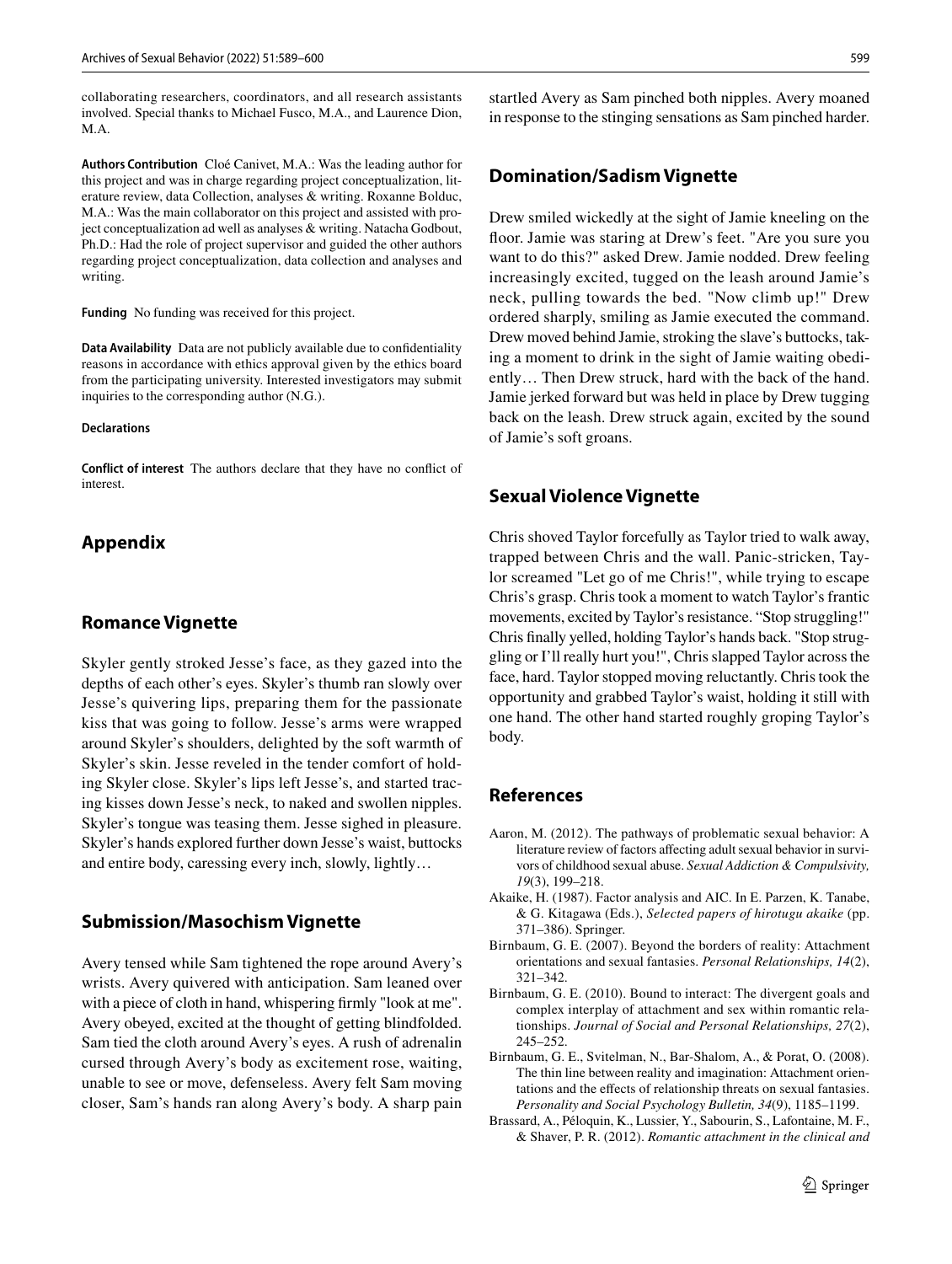collaborating researchers, coordinators, and all research assistants involved. Special thanks to Michael Fusco, M.A., and Laurence Dion, M.A.

**Authors Contribution** Cloé Canivet, M.A.: Was the leading author for this project and was in charge regarding project conceptualization, literature review, data Collection, analyses & writing. Roxanne Bolduc, M.A.: Was the main collaborator on this project and assisted with project conceptualization ad well as analyses & writing. Natacha Godbout, Ph.D.: Had the role of project supervisor and guided the other authors regarding project conceptualization, data collection and analyses and writing.

**Funding** No funding was received for this project.

**Data Availability** Data are not publicly available due to confidentiality reasons in accordance with ethics approval given by the ethics board from the participating university. Interested investigators may submit inquiries to the corresponding author (N.G.).

**Declarations**

**Conflict of interest** The authors declare that they have no conflict of interest.

## Appendix

### Romance Vignette

Skyler gently stroked Jesse's face, as they gazed into the depths of each other's eyes. Skyler's thumb ran slowly over Jesse's quivering lips, preparing them for the passionate kiss that was going to follow. Jesse's arms were wrapped around Skyler's shoulders, delighted by the soft warmth of Skyler's skin. Jesse reveled in the tender comfort of holding Skyler close. Skyler's lips left Jesse's, and started tracing kisses down Jesse's neck, to naked and swollen nipples. Skyler's tongue was teasing them. Jesse sighed in pleasure. Skyler's hands explored further down Jesse's waist, buttocks and entire body, caressing every inch, slowly, lightly…

### Submission/Masochism Vignette

Avery tensed while Sam tightened the rope around Avery's wrists. Avery quivered with anticipation. Sam leaned over with a piece of cloth in hand, whispering firmly "look at me". Avery obeyed, excited at the thought of getting blindfolded. Sam tied the cloth around Avery's eyes. A rush of adrenalin cursed through Avery's body as excitement rose, waiting, unable to see or move, defenseless. Avery felt Sam moving closer, Sam's hands ran along Avery's body. A sharp pain startled Avery as Sam pinched both nipples. Avery moaned in response to the stinging sensations as Sam pinched harder.

### Domination/Sadism Vignette

Drew smiled wickedly at the sight of Jamie kneeling on the floor. Jamie was staring at Drew's feet. "Are you sure you want to do this?" asked Drew. Jamie nodded. Drew feeling increasingly excited, tugged on the leash around Jamie's neck, pulling towards the bed. "Now climb up!" Drew ordered sharply, smiling as Jamie executed the command. Drew moved behind Jamie, stroking the slave's buttocks, taking a moment to drink in the sight of Jamie waiting obediently… Then Drew struck, hard with the back of the hand. Jamie jerked forward but was held in place by Drew tugging back on the leash. Drew struck again, excited by the sound of Jamie's soft groans.

### Sexual Violence Vignette

Chris shoved Taylor forcefully as Taylor tried to walk away, trapped between Chris and the wall. Panic-stricken, Taylor screamed "Let go of me Chris!", while trying to escape Chris's grasp. Chris took a moment to watch Taylor's frantic movements, excited by Taylor's resistance. "Stop struggling!" Chris finally yelled, holding Taylor's hands back. "Stop struggling or I'll really hurt you!", Chris slapped Taylor across the face, hard. Taylor stopped moving reluctantly. Chris took the opportunity and grabbed Taylor's waist, holding it still with one hand. The other hand started roughly groping Taylor's body.

## References

Aaron, M. (2012). The pathways of problematic sexual behavior: A literature review of factors affecting adult sexual behavior in survivors of childhood sexual abuse. *Sexual Addiction & Compulsivity, 19*(3), 199–218.

Akaike, H. (1987). Factor analysis and AIC. In E. Parzen, K. Tanabe, & G. Kitagawa (Eds.), *Selected papers of hirotugu akaike* (pp. 371–386). Springer.

Birnbaum, G. E. (2007). Beyond the borders of reality: Attachment orientations and sexual fantasies. *Personal Relationships, 14*(2), 321–342.

Birnbaum, G. E. (2010). Bound to interact: The divergent goals and complex interplay of attachment and sex within romantic relationships. *Journal of Social and Personal Relationships, 27*(2), 245–252.

Birnbaum, G. E., Svitelman, N., Bar-Shalom, A., & Porat, O. (2008). The thin line between reality and imagination: Attachment orientations and the effects of relationship threats on sexual fantasies. *Personality and Social Psychology Bulletin, 34*(9), 1185–1199.

Brassard, A., Péloquin, K., Lussier, Y., Sabourin, S., Lafontaine, M. F., & Shaver, P. R. (2012). *Romantic attachment in the clinical and*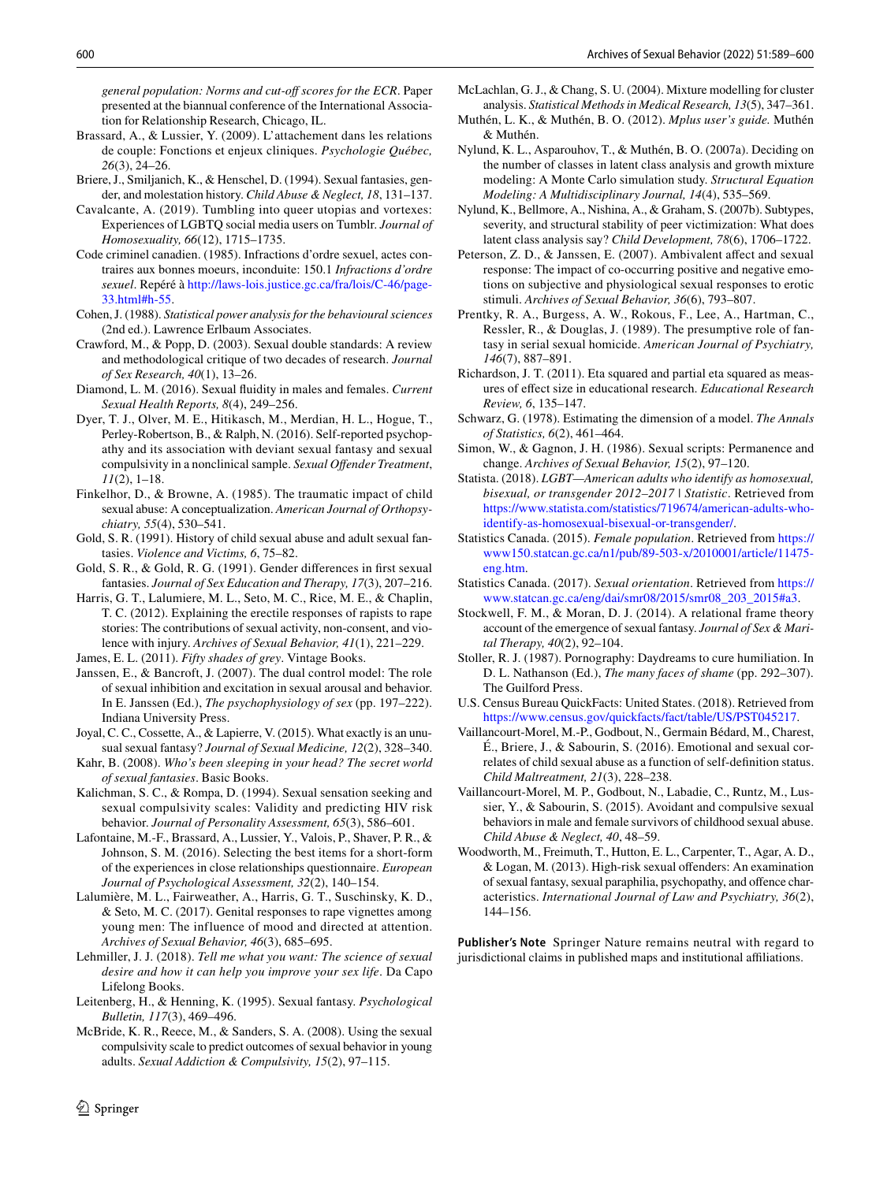*general population: Norms and cut-off scores for the ECR*. Paper presented at the biannual conference of the International Association for Relationship Research, Chicago, IL.

Brassard, A., & Lussier, Y. (2009). L'attachement dans les relations de couple: Fonctions et enjeux cliniques. *Psychologie Québec, 26*(3), 24–26.

Briere, J., Smiljanich, K., & Henschel, D. (1994). Sexual fantasies, gender, and molestation history. *Child Abuse & Neglect, 18*, 131–137.

Cavalcante, A. (2019). Tumbling into queer utopias and vortexes: Experiences of LGBTQ social media users on Tumblr. *Journal of Homosexuality, 66*(12), 1715–1735.

Code criminel canadien. (1985). Infractions d'ordre sexuel, actes contraires aux bonnes moeurs, inconduite: 150.1 *Infractions d'ordre sexuel*. Repéré à http://laws-lois.justice.gc.ca/fra/lois/C-46/page-33.html#h-55.

Cohen, J. (1988). *Statistical power analysis for the behavioural sciences* (2nd ed.). Lawrence Erlbaum Associates.

Crawford, M., & Popp, D. (2003). Sexual double standards: A review and methodological critique of two decades of research. *Journal of Sex Research, 40*(1), 13–26.

Diamond, L. M. (2016). Sexual fluidity in males and females. *Current Sexual Health Reports, 8*(4), 249–256.

Dyer, T. J., Olver, M. E., Hitikasch, M., Merdian, H. L., Hogue, T., Perley-Robertson, B., & Ralph, N. (2016). Self-reported psychopathy and its association with deviant sexual fantasy and sexual compulsivity in a nonclinical sample. *Sexual Offender Treatment, 11*(2), 1–18.

Finkelhor, D., & Browne, A. (1985). The traumatic impact of child sexual abuse: A conceptualization. *American Journal of Orthopsychiatry, 55*(4), 530–541.

Gold, S. R. (1991). History of child sexual abuse and adult sexual fantasies. *Violence and Victims, 6*, 75–82.

Gold, S. R., & Gold, R. G. (1991). Gender differences in first sexual fantasies. *Journal of Sex Education and Therapy, 17*(3), 207–216.

Harris, G. T., Lalumiere, M. L., Seto, M. C., Rice, M. E., & Chaplin, T. C. (2012). Explaining the erectile responses of rapists to rape stories: The contributions of sexual activity, non-consent, and violence with injury. *Archives of Sexual Behavior, 41*(1), 221–229.

James, E. L. (2011). *Fifty shades of grey*. Vintage Books.

Janssen, E., & Bancroft, J. (2007). The dual control model: The role of sexual inhibition and excitation in sexual arousal and behavior. In E. Janssen (Ed.), *The psychophysiology of sex* (pp. 197–222). Indiana University Press.

Joyal, C. C., Cossette, A., & Lapierre, V. (2015). What exactly is an unusual sexual fantasy? *Journal of Sexual Medicine, 12*(2), 328–340.

Kahr, B. (2008). *Who's been sleeping in your head? The secret world of sexual fantasies*. Basic Books.

Kalichman, S. C., & Rompa, D. (1994). Sexual sensation seeking and sexual compulsivity scales: Validity and predicting HIV risk behavior. *Journal of Personality Assessment, 65*(3), 586–601.

Lafontaine, M.-F., Brassard, A., Lussier, Y., Valois, P., Shaver, P. R., & Johnson, S. M. (2016). Selecting the best items for a short-form of the experiences in close relationships questionnaire. *European Journal of Psychological Assessment, 32*(2), 140–154.

Lalumière, M. L., Fairweather, A., Harris, G. T., Suschinsky, K. D., & Seto, M. C. (2017). Genital responses to rape vignettes among young men: The influence of mood and directed at attention. *Archives of Sexual Behavior, 46*(3), 685–695.

Lehmiller, J. J. (2018). *Tell me what you want: The science of sexual desire and how it can help you improve your sex life*. Da Capo Lifelong Books.

Leitenberg, H., & Henning, K. (1995). Sexual fantasy. *Psychological Bulletin, 117*(3), 469–496.

McBride, K. R., Reece, M., & Sanders, S. A. (2008). Using the sexual compulsivity scale to predict outcomes of sexual behavior in young adults. *Sexual Addiction & Compulsivity, 15*(2), 97–115.

McLachlan, G. J., & Chang, S. U. (2004). Mixture modelling for cluster analysis. *Statistical Methods in Medical Research, 13*(5), 347–361.

Muthén, L. K., & Muthén, B. O. (2012). *Mplus user's guide*. Muthén & Muthén.

Nylund, K. L., Asparouhov, T., & Muthén, B. O. (2007a). Deciding on the number of classes in latent class analysis and growth mixture modeling: A Monte Carlo simulation study. *Structural Equation Modeling: A Multidisciplinary Journal, 14*(4), 535–569.

Nylund, K., Bellmore, A., Nishina, A., & Graham, S. (2007b). Subtypes, severity, and structural stability of peer victimization: What does latent class analysis say? *Child Development, 78*(6), 1706–1722.

Peterson, Z. D., & Janssen, E. (2007). Ambivalent affect and sexual response: The impact of co-occurring positive and negative emotions on subjective and physiological sexual responses to erotic stimuli. *Archives of Sexual Behavior, 36*(6), 793–807.

Prentky, R. A., Burgess, A. W., Rokous, F., Lee, A., Hartman, C., Ressler, R., & Douglas, J. (1989). The presumptive role of fantasy in serial sexual homicide. *American Journal of Psychiatry, 146*(7), 887–891.

Richardson, J. T. (2011). Eta squared and partial eta squared as measures of effect size in educational research. *Educational Research Review, 6*, 135–147.

Schwarz, G. (1978). Estimating the dimension of a model. *The Annals of Statistics, 6*(2), 461–464.

Simon, W., & Gagnon, J. H. (1986). Sexual scripts: Permanence and change. *Archives of Sexual Behavior, 15*(2), 97–120.

Statista. (2018). *LGBT—American adults who identify as homosexual, bisexual, or transgender 2012–2017 | Statistic*. Retrieved from https://www.statista.com/statistics/719674/american-adults-who-identify-as-homosexual-bisexual-or-transgender/.

Statistics Canada. (2015). *Female population*. Retrieved from https://www150.statcan.gc.ca/n1/pub/89-503-x/2010001/article/11475-eng.htm.

Statistics Canada. (2017). *Sexual orientation*. Retrieved from https://www.statcan.gc.ca/eng/dai/smr08/2015/smr08_203_2015#a3.

Stockwell, F. M., & Moran, D. J. (2014). A relational frame theory account of the emergence of sexual fantasy. *Journal of Sex & Marital Therapy, 40*(2), 92–104.

Stoller, R. J. (1987). Pornography: Daydreams to cure humiliation. In D. L. Nathanson (Ed.), *The many faces of shame* (pp. 292–307). The Guilford Press.

U.S. Census Bureau QuickFacts: United States. (2018). Retrieved from https://www.census.gov/quickfacts/fact/table/US/PST045217.

Vaillancourt-Morel, M.-P., Godbout, N., Germain Bédard, M., Charest, É., Briere, J., & Sabourin, S. (2016). Emotional and sexual correlates of child sexual abuse as a function of self-definition status. *Child Maltreatment, 21*(3), 228–238.

Vaillancourt-Morel, M. P., Godbout, N., Labadie, C., Runtz, M., Lussier, Y., & Sabourin, S. (2015). Avoidant and compulsive sexual behaviors in male and female survivors of childhood sexual abuse. *Child Abuse & Neglect, 40*, 48–59.

Woodworth, M., Freimuth, T., Hutton, E. L., Carpenter, T., Agar, A. D., & Logan, M. (2013). High-risk sexual offenders: An examination of sexual fantasy, sexual paraphilia, psychopathy, and offence characteristics. *International Journal of Law and Psychiatry, 36*(2), 144–156.

**Publisher's Note** Springer Nature remains neutral with regard to jurisdictional claims in published maps and institutional affiliations.